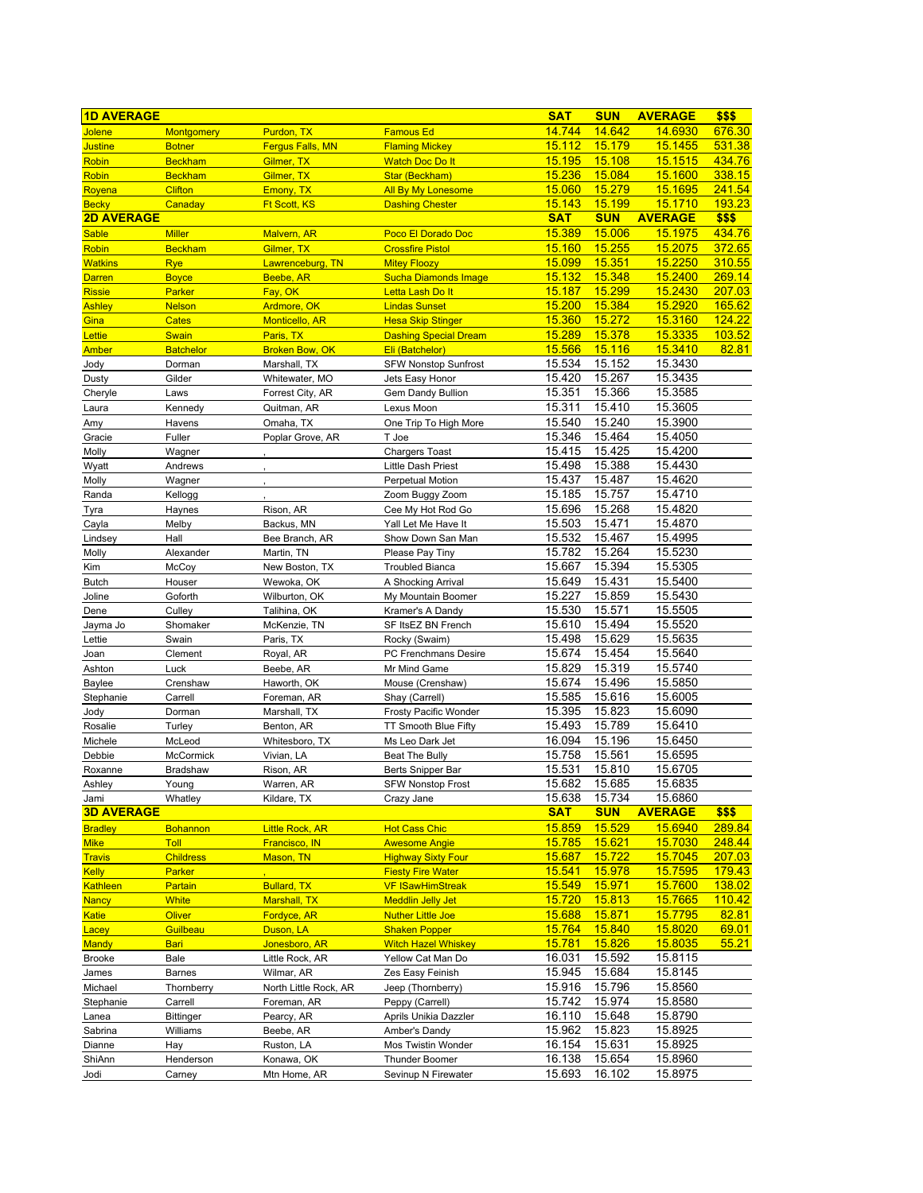| 1D AVERAGE | | | | SAT | SUN | AVERAGE | $$$ |
|---|---|---|---|---|---|---|---|
| Jolene | Montgomery | Purdon, TX | Famous Ed | 14.744 | 14.642 | 14.6930 | 676.30 |
| Justine | Botner | Fergus Falls, MN | Flaming Mickey | 15.112 | 15.179 | 15.1455 | 531.38 |
| Robin | Beckham | Gilmer, TX | Watch Doc Do It | 15.195 | 15.108 | 15.1515 | 434.76 |
| Robin | Beckham | Gilmer, TX | Star (Beckham) | 15.236 | 15.084 | 15.1600 | 338.15 |
| Royena | Clifton | Emony, TX | All By My Lonesome | 15.060 | 15.279 | 15.1695 | 241.54 |
| Becky | Canaday | Ft Scott, KS | Dashing Chester | 15.143 | 15.199 | 15.1710 | 193.23 |
| **2D AVERAGE** | | | | **SAT** | **SUN** | **AVERAGE** | **$$$** |
| Sable | Miller | Malvern, AR | Poco El Dorado Doc | 15.389 | 15.006 | 15.1975 | 434.76 |
| Robin | Beckham | Gilmer, TX | Crossfire Pistol | 15.160 | 15.255 | 15.2075 | 372.65 |
| Watkins | Rye | Lawrenceburg, TN | Mitey Floozy | 15.099 | 15.351 | 15.2250 | 310.55 |
| Darren | Boyce | Beebe, AR | Sucha Diamonds Image | 15.132 | 15.348 | 15.2400 | 269.14 |
| Rissie | Parker | Fay, OK | Letta Lash Do It | 15.187 | 15.299 | 15.2430 | 207.03 |
| Ashley | Nelson | Ardmore, OK | Lindas Sunset | 15.200 | 15.384 | 15.2920 | 165.62 |
| Gina | Cates | Monticello, AR | Hesa Skip Stinger | 15.360 | 15.272 | 15.3160 | 124.22 |
| Lettie | Swain | Paris, TX | Dashing Special Dream | 15.289 | 15.378 | 15.3335 | 103.52 |
| Amber | Batchelor | Broken Bow, OK | Eli (Batchelor) | 15.566 | 15.116 | 15.3410 | 82.81 |
| Jody | Dorman | Marshall, TX | SFW Nonstop Sunfrost | 15.534 | 15.152 | 15.3430 | |
| Dusty | Gilder | Whitewater, MO | Jets Easy Honor | 15.420 | 15.267 | 15.3435 | |
| Cheryle | Laws | Forrest City, AR | Gem Dandy Bullion | 15.351 | 15.366 | 15.3585 | |
| Laura | Kennedy | Quitman, AR | Lexus Moon | 15.311 | 15.410 | 15.3605 | |
| Amy | Havens | Omaha, TX | One Trip To High More | 15.540 | 15.240 | 15.3900 | |
| Gracie | Fuller | Poplar Grove, AR | T Joe | 15.346 | 15.464 | 15.4050 | |
| Molly | Wagner | , | Chargers Toast | 15.415 | 15.425 | 15.4200 | |
| Wyatt | Andrews | , | Little Dash Priest | 15.498 | 15.388 | 15.4430 | |
| Molly | Wagner | , | Perpetual Motion | 15.437 | 15.487 | 15.4620 | |
| Randa | Kellogg | , | Zoom Buggy Zoom | 15.185 | 15.757 | 15.4710 | |
| Tyra | Haynes | Rison, AR | Cee My Hot Rod Go | 15.696 | 15.268 | 15.4820 | |
| Cayla | Melby | Backus, MN | Yall Let Me Have It | 15.503 | 15.471 | 15.4870 | |
| Lindsey | Hall | Bee Branch, AR | Show Down San Man | 15.532 | 15.467 | 15.4995 | |
| Molly | Alexander | Martin, TN | Please Pay Tiny | 15.782 | 15.264 | 15.5230 | |
| Kim | McCoy | New Boston, TX | Troubled Bianca | 15.667 | 15.394 | 15.5305 | |
| Butch | Houser | Wewoka, OK | A Shocking Arrival | 15.649 | 15.431 | 15.5400 | |
| Joline | Goforth | Wilburton, OK | My Mountain Boomer | 15.227 | 15.859 | 15.5430 | |
| Dene | Culley | Talihina, OK | Kramer's A Dandy | 15.530 | 15.571 | 15.5505 | |
| Jayma Jo | Shomaker | McKenzie, TN | SF ItsEZ BN French | 15.610 | 15.494 | 15.5520 | |
| Lettie | Swain | Paris, TX | Rocky (Swaim) | 15.498 | 15.629 | 15.5635 | |
| Joan | Clement | Royal, AR | PC Frenchmans Desire | 15.674 | 15.454 | 15.5640 | |
| Ashton | Luck | Beebe, AR | Mr Mind Game | 15.829 | 15.319 | 15.5740 | |
| Baylee | Crenshaw | Haworth, OK | Mouse (Crenshaw) | 15.674 | 15.496 | 15.5850 | |
| Stephanie | Carrell | Foreman, AR | Shay (Carrell) | 15.585 | 15.616 | 15.6005 | |
| Jody | Dorman | Marshall, TX | Frosty Pacific Wonder | 15.395 | 15.823 | 15.6090 | |
| Rosalie | Turley | Benton, AR | TT Smooth Blue Fifty | 15.493 | 15.789 | 15.6410 | |
| Michele | McLeod | Whitesboro, TX | Ms Leo Dark Jet | 16.094 | 15.196 | 15.6450 | |
| Debbie | McCormick | Vivian, LA | Beat The Bully | 15.758 | 15.561 | 15.6595 | |
| Roxanne | Bradshaw | Rison, AR | Berts Snipper Bar | 15.531 | 15.810 | 15.6705 | |
| Ashley | Young | Warren, AR | SFW Nonstop Frost | 15.682 | 15.685 | 15.6835 | |
| Jami | Whatley | Kildare, TX | Crazy Jane | 15.638 | 15.734 | 15.6860 | |
| **3D AVERAGE** | | | | **SAT** | **SUN** | **AVERAGE** | **$$$** |
| Bradley | Bohannon | Little Rock, AR | Hot Cass Chic | 15.859 | 15.529 | 15.6940 | 289.84 |
| Mike | Toll | Francisco, IN | Awesome Angie | 15.785 | 15.621 | 15.7030 | 248.44 |
| Travis | Childress | Mason, TN | Highway Sixty Four | 15.687 | 15.722 | 15.7045 | 207.03 |
| Kelly | Parker | , | Fiesty Fire Water | 15.541 | 15.978 | 15.7595 | 179.43 |
| Kathleen | Partain | Bullard, TX | VF ISawHimStreak | 15.549 | 15.971 | 15.7600 | 138.02 |
| Nancy | White | Marshall, TX | Meddlin Jelly Jet | 15.720 | 15.813 | 15.7665 | 110.42 |
| Katie | Oliver | Fordyce, AR | Nuther Little Joe | 15.688 | 15.871 | 15.7795 | 82.81 |
| Lacey | Guilbeau | Duson, LA | Shaken Popper | 15.764 | 15.840 | 15.8020 | 69.01 |
| Mandy | Bari | Jonesboro, AR | Witch Hazel Whiskey | 15.781 | 15.826 | 15.8035 | 55.21 |
| Brooke | Bale | Little Rock, AR | Yellow Cat Man Do | 16.031 | 15.592 | 15.8115 | |
| James | Barnes | Wilmar, AR | Zes Easy Feinish | 15.945 | 15.684 | 15.8145 | |
| Michael | Thornberry | North Little Rock, AR | Jeep (Thornberry) | 15.916 | 15.796 | 15.8560 | |
| Stephanie | Carrell | Foreman, AR | Peppy (Carrell) | 15.742 | 15.974 | 15.8580 | |
| Lanea | Bittinger | Pearcy, AR | Aprils Unikia Dazzler | 16.110 | 15.648 | 15.8790 | |
| Sabrina | Williams | Beebe, AR | Amber's Dandy | 15.962 | 15.823 | 15.8925 | |
| Dianne | Hay | Ruston, LA | Mos Twistin Wonder | 16.154 | 15.631 | 15.8925 | |
| ShiAnn | Henderson | Konawa, OK | Thunder Boomer | 16.138 | 15.654 | 15.8960 | |
| Jodi | Carney | Mtn Home, AR | Sevinup N Firewater | 15.693 | 16.102 | 15.8975 | |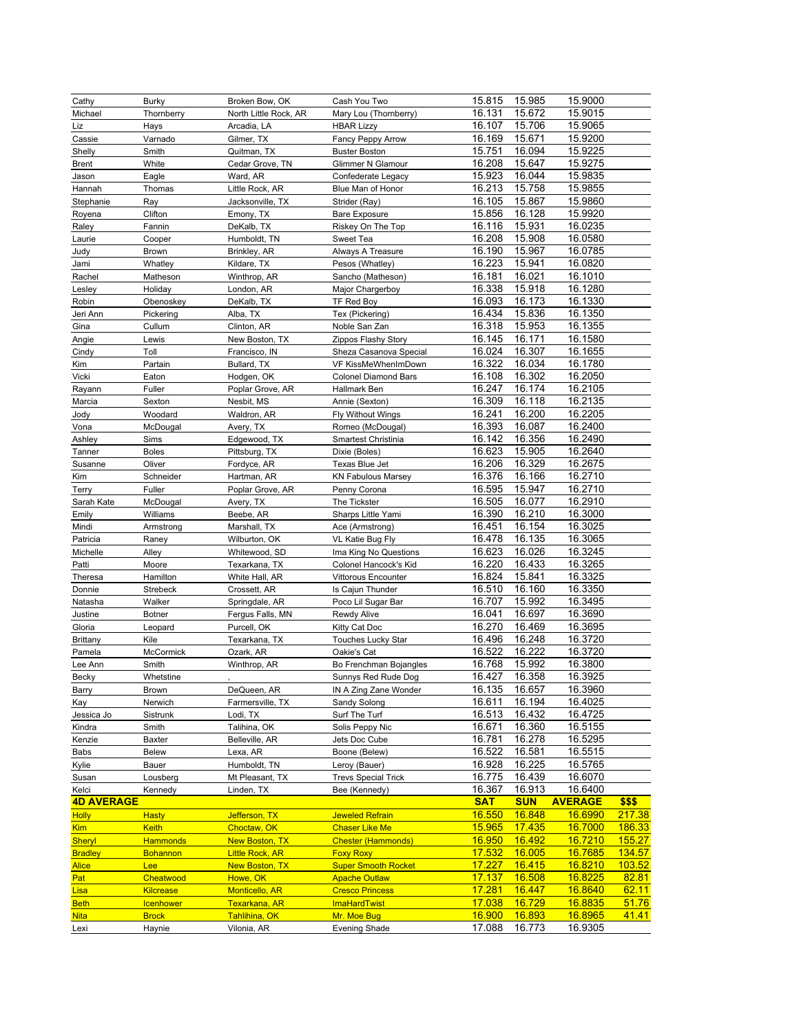| | | | | | | | |
|---|---|---|---|---|---|---|---|
| Cathy | Burky | Broken Bow, OK | Cash You Two | 15.815 | 15.985 | 15.9000 | |
| Michael | Thornberry | North Little Rock, AR | Mary Lou (Thornberry) | 16.131 | 15.672 | 15.9015 | |
| Liz | Hays | Arcadia, LA | HBAR Lizzy | 16.107 | 15.706 | 15.9065 | |
| Cassie | Varnado | Gilmer, TX | Fancy Peppy Arrow | 16.169 | 15.671 | 15.9200 | |
| Shelly | Smith | Quitman, TX | Buster Boston | 15.751 | 16.094 | 15.9225 | |
| Brent | White | Cedar Grove, TN | Glimmer N Glamour | 16.208 | 15.647 | 15.9275 | |
| Jason | Eagle | Ward, AR | Confederate Legacy | 15.923 | 16.044 | 15.9835 | |
| Hannah | Thomas | Little Rock, AR | Blue Man of Honor | 16.213 | 15.758 | 15.9855 | |
| Stephanie | Ray | Jacksonville, TX | Strider (Ray) | 16.105 | 15.867 | 15.9860 | |
| Royena | Clifton | Emony, TX | Bare Exposure | 15.856 | 16.128 | 15.9920 | |
| Raley | Fannin | DeKalb, TX | Riskey On The Top | 16.116 | 15.931 | 16.0235 | |
| Laurie | Cooper | Humboldt, TN | Sweet Tea | 16.208 | 15.908 | 16.0580 | |
| Judy | Brown | Brinkley, AR | Always A Treasure | 16.190 | 15.967 | 16.0785 | |
| Jami | Whatley | Kildare, TX | Pesos (Whatley) | 16.223 | 15.941 | 16.0820 | |
| Rachel | Matheson | Winthrop, AR | Sancho (Matheson) | 16.181 | 16.021 | 16.1010 | |
| Lesley | Holiday | London, AR | Major Chargerboy | 16.338 | 15.918 | 16.1280 | |
| Robin | Obenoskey | DeKalb, TX | TF Red Boy | 16.093 | 16.173 | 16.1330 | |
| Jeri Ann | Pickering | Alba, TX | Tex (Pickering) | 16.434 | 15.836 | 16.1350 | |
| Gina | Cullum | Clinton, AR | Noble San Zan | 16.318 | 15.953 | 16.1355 | |
| Angie | Lewis | New Boston, TX | Zippos Flashy Story | 16.145 | 16.171 | 16.1580 | |
| Cindy | Toll | Francisco, IN | Sheza Casanova Special | 16.024 | 16.307 | 16.1655 | |
| Kim | Partain | Bullard, TX | VF KissMeWhenImDown | 16.322 | 16.034 | 16.1780 | |
| Vicki | Eaton | Hodgen, OK | Colonel Diamond Bars | 16.108 | 16.302 | 16.2050 | |
| Rayann | Fuller | Poplar Grove, AR | Hallmark Ben | 16.247 | 16.174 | 16.2105 | |
| Marcia | Sexton | Nesbit, MS | Annie (Sexton) | 16.309 | 16.118 | 16.2135 | |
| Jody | Woodard | Waldron, AR | Fly Without Wings | 16.241 | 16.200 | 16.2205 | |
| Vona | McDougal | Avery, TX | Romeo (McDougal) | 16.393 | 16.087 | 16.2400 | |
| Ashley | Sims | Edgewood, TX | Smartest Christinia | 16.142 | 16.356 | 16.2490 | |
| Tanner | Boles | Pittsburg, TX | Dixie (Boles) | 16.623 | 15.905 | 16.2640 | |
| Susanne | Oliver | Fordyce, AR | Texas Blue Jet | 16.206 | 16.329 | 16.2675 | |
| Kim | Schneider | Hartman, AR | KN Fabulous Marsey | 16.376 | 16.166 | 16.2710 | |
| Terry | Fuller | Poplar Grove, AR | Penny Corona | 16.595 | 15.947 | 16.2710 | |
| Sarah Kate | McDougal | Avery, TX | The Tickster | 16.505 | 16.077 | 16.2910 | |
| Emily | Williams | Beebe, AR | Sharps Little Yami | 16.390 | 16.210 | 16.3000 | |
| Mindi | Armstrong | Marshall, TX | Ace (Armstrong) | 16.451 | 16.154 | 16.3025 | |
| Patricia | Raney | Wilburton, OK | VL Katie Bug Fly | 16.478 | 16.135 | 16.3065 | |
| Michelle | Alley | Whitewood, SD | Ima King No Questions | 16.623 | 16.026 | 16.3245 | |
| Patti | Moore | Texarkana, TX | Colonel Hancock's Kid | 16.220 | 16.433 | 16.3265 | |
| Theresa | Hamilton | White Hall, AR | Vittorous Encounter | 16.824 | 15.841 | 16.3325 | |
| Donnie | Strebeck | Crossett, AR | Is Cajun Thunder | 16.510 | 16.160 | 16.3350 | |
| Natasha | Walker | Springdale, AR | Poco Lil Sugar Bar | 16.707 | 15.992 | 16.3495 | |
| Justine | Botner | Fergus Falls, MN | Rewdy Alive | 16.041 | 16.697 | 16.3690 | |
| Gloria | Leopard | Purcell, OK | Kitty Cat Doc | 16.270 | 16.469 | 16.3695 | |
| Brittany | Kile | Texarkana, TX | Touches Lucky Star | 16.496 | 16.248 | 16.3720 | |
| Pamela | McCormick | Ozark, AR | Oakie's Cat | 16.522 | 16.222 | 16.3720 | |
| Lee Ann | Smith | Winthrop, AR | Bo Frenchman Bojangles | 16.768 | 15.992 | 16.3800 | |
| Becky | Whetstine | , | Sunnys Red Rude Dog | 16.427 | 16.358 | 16.3925 | |
| Barry | Brown | DeQueen, AR | IN A Zing Zane Wonder | 16.135 | 16.657 | 16.3960 | |
| Kay | Nerwich | Farmersville, TX | Sandy Solong | 16.611 | 16.194 | 16.4025 | |
| Jessica Jo | Sistrunk | Lodi, TX | Surf The Turf | 16.513 | 16.432 | 16.4725 | |
| Kindra | Smith | Talihina, OK | Solis Peppy Nic | 16.671 | 16.360 | 16.5155 | |
| Kenzie | Baxter | Belleville, AR | Jets Doc Cube | 16.781 | 16.278 | 16.5295 | |
| Babs | Belew | Lexa, AR | Boone (Belew) | 16.522 | 16.581 | 16.5515 | |
| Kylie | Bauer | Humboldt, TN | Leroy (Bauer) | 16.928 | 16.225 | 16.5765 | |
| Susan | Lousberg | Mt Pleasant, TX | Trevs Special Trick | 16.775 | 16.439 | 16.6070 | |
| Kelci | Kennedy | Linden, TX | Bee (Kennedy) | 16.367 | 16.913 | 16.6400 | |
| **4D AVERAGE** | | | | **SAT** | **SUN** | **AVERAGE** | **$$$** |
| Holly | Hasty | Jefferson, TX | Jeweled Refrain | 16.550 | 16.848 | 16.6990 | 217.38 |
| Kim | Keith | Choctaw, OK | Chaser Like Me | 15.965 | 17.435 | 16.7000 | 186.33 |
| Sheryl | Hammonds | New Boston, TX | Chester (Hammonds) | 16.950 | 16.492 | 16.7210 | 155.27 |
| Bradley | Bohannon | Little Rock, AR | Foxy Roxy | 17.532 | 16.005 | 16.7685 | 134.57 |
| Alice | Lee | New Boston, TX | Super Smooth Rocket | 17.227 | 16.415 | 16.8210 | 103.52 |
| Pat | Cheatwood | Howe, OK | Apache Outlaw | 17.137 | 16.508 | 16.8225 | 82.81 |
| Lisa | Kilcrease | Monticello, AR | Cresco Princess | 17.281 | 16.447 | 16.8640 | 62.11 |
| Beth | Icenhower | Texarkana, AR | ImaHardTwist | 17.038 | 16.729 | 16.8835 | 51.76 |
| Nita | Brock | Tahlihina, OK | Mr. Moe Bug | 16.900 | 16.893 | 16.8965 | 41.41 |
| Lexi | Haynie | Vilonia, AR | Evening Shade | 17.088 | 16.773 | 16.9305 | |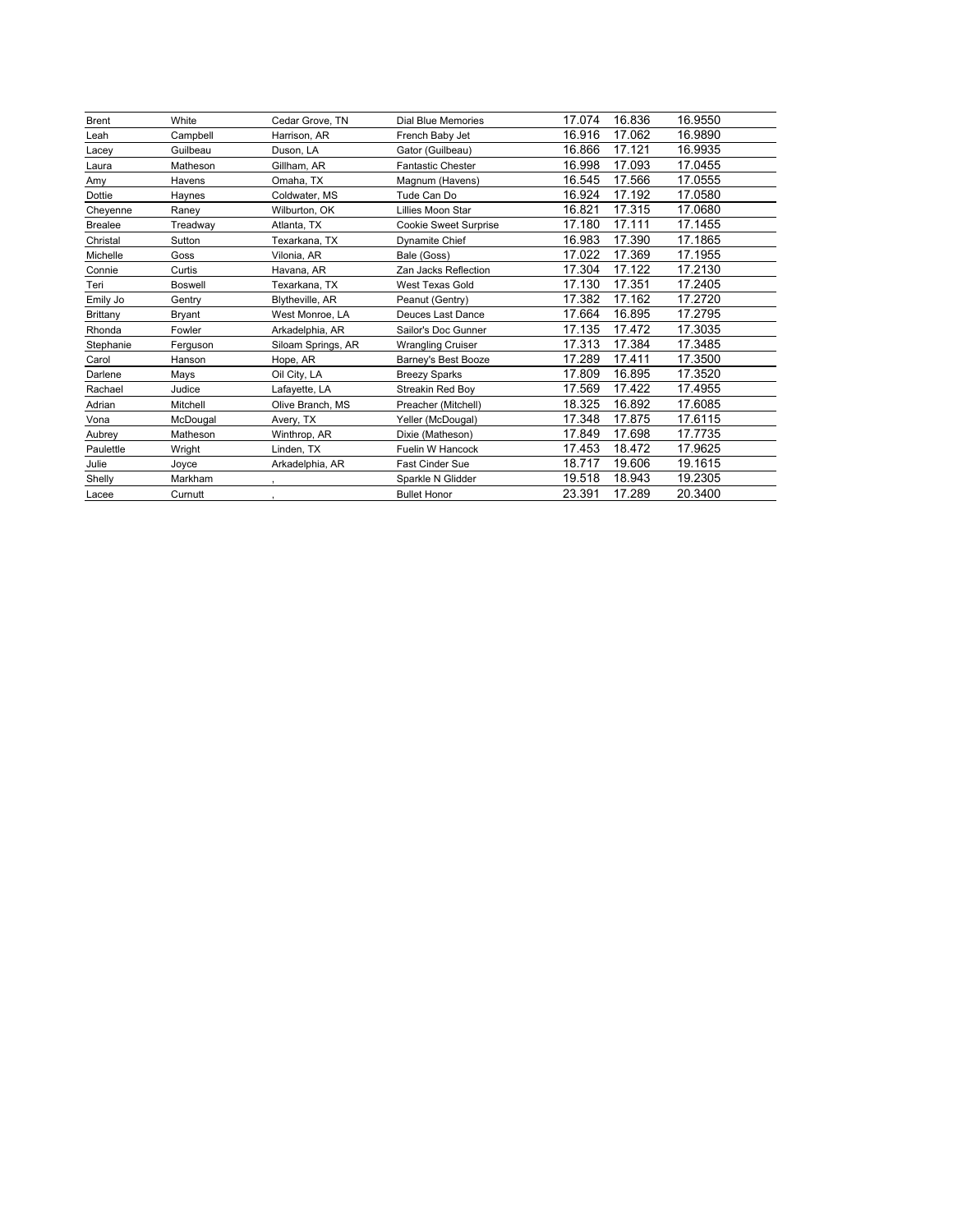| | | | | | | |
|---|---|---|---|---|---|---|
| Brent | White | Cedar Grove, TN | Dial Blue Memories | 17.074 | 16.836 | 16.9550 |
| Leah | Campbell | Harrison, AR | French Baby Jet | 16.916 | 17.062 | 16.9890 |
| Lacey | Guilbeau | Duson, LA | Gator (Guilbeau) | 16.866 | 17.121 | 16.9935 |
| Laura | Matheson | Gillham, AR | Fantastic Chester | 16.998 | 17.093 | 17.0455 |
| Amy | Havens | Omaha, TX | Magnum (Havens) | 16.545 | 17.566 | 17.0555 |
| Dottie | Haynes | Coldwater, MS | Tude Can Do | 16.924 | 17.192 | 17.0580 |
| Cheyenne | Raney | Wilburton, OK | Lillies Moon Star | 16.821 | 17.315 | 17.0680 |
| Brealee | Treadway | Atlanta, TX | Cookie Sweet Surprise | 17.180 | 17.111 | 17.1455 |
| Christal | Sutton | Texarkana, TX | Dynamite Chief | 16.983 | 17.390 | 17.1865 |
| Michelle | Goss | Vilonia, AR | Bale (Goss) | 17.022 | 17.369 | 17.1955 |
| Connie | Curtis | Havana, AR | Zan Jacks Reflection | 17.304 | 17.122 | 17.2130 |
| Teri | Boswell | Texarkana, TX | West Texas Gold | 17.130 | 17.351 | 17.2405 |
| Emily Jo | Gentry | Blytheville, AR | Peanut (Gentry) | 17.382 | 17.162 | 17.2720 |
| Brittany | Bryant | West Monroe, LA | Deuces Last Dance | 17.664 | 16.895 | 17.2795 |
| Rhonda | Fowler | Arkadelphia, AR | Sailor's Doc Gunner | 17.135 | 17.472 | 17.3035 |
| Stephanie | Ferguson | Siloam Springs, AR | Wrangling Cruiser | 17.313 | 17.384 | 17.3485 |
| Carol | Hanson | Hope, AR | Barney's Best Booze | 17.289 | 17.411 | 17.3500 |
| Darlene | Mays | Oil City, LA | Breezy Sparks | 17.809 | 16.895 | 17.3520 |
| Rachael | Judice | Lafayette, LA | Streakin Red Boy | 17.569 | 17.422 | 17.4955 |
| Adrian | Mitchell | Olive Branch, MS | Preacher (Mitchell) | 18.325 | 16.892 | 17.6085 |
| Vona | McDougal | Avery, TX | Yeller (McDougal) | 17.348 | 17.875 | 17.6115 |
| Aubrey | Matheson | Winthrop, AR | Dixie (Matheson) | 17.849 | 17.698 | 17.7735 |
| Paulettle | Wright | Linden, TX | Fuelin W Hancock | 17.453 | 18.472 | 17.9625 |
| Julie | Joyce | Arkadelphia, AR | Fast Cinder Sue | 18.717 | 19.606 | 19.1615 |
| Shelly | Markham | , | Sparkle N Glidder | 19.518 | 18.943 | 19.2305 |
| Lacee | Curnutt | , | Bullet Honor | 23.391 | 17.289 | 20.3400 |